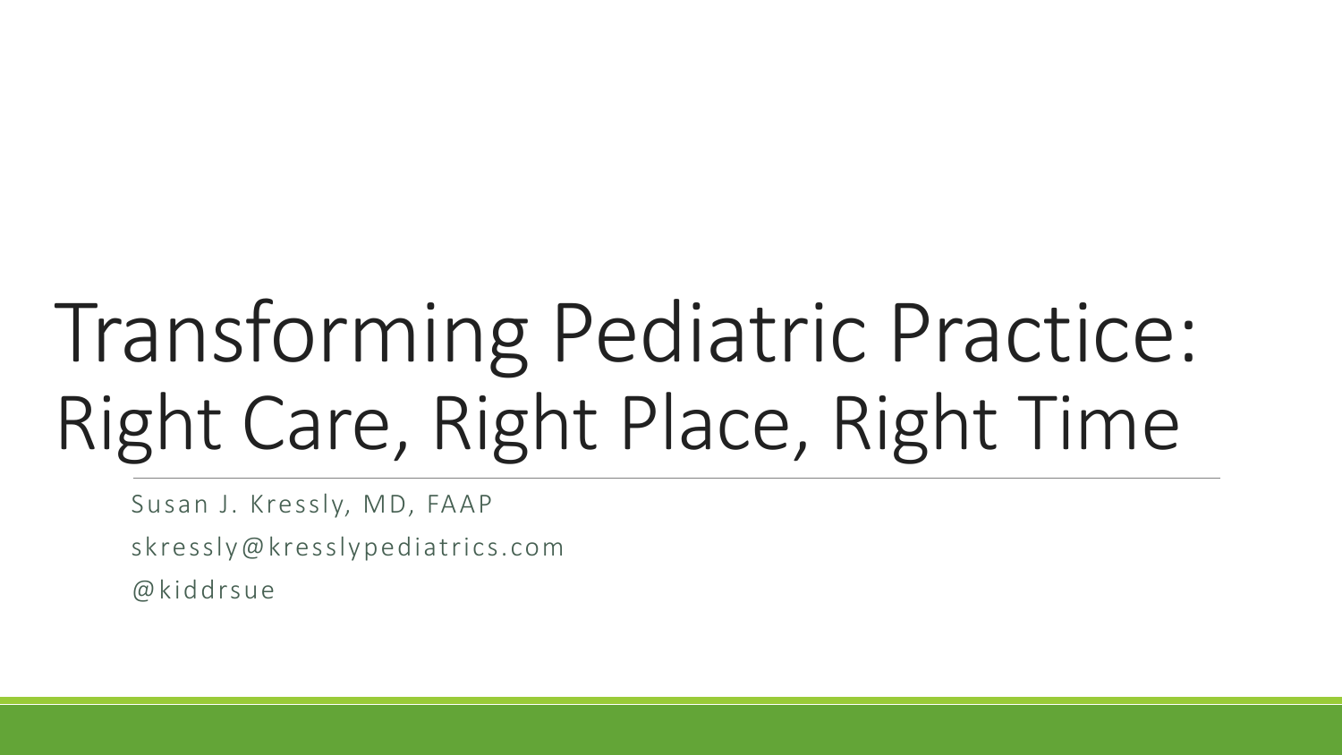# Transforming Pediatric Practice: Right Care, Right Place, Right Time

Susan J. Kressly, MD, FAAP

skressly@kresslypediatrics.com

@kiddrsue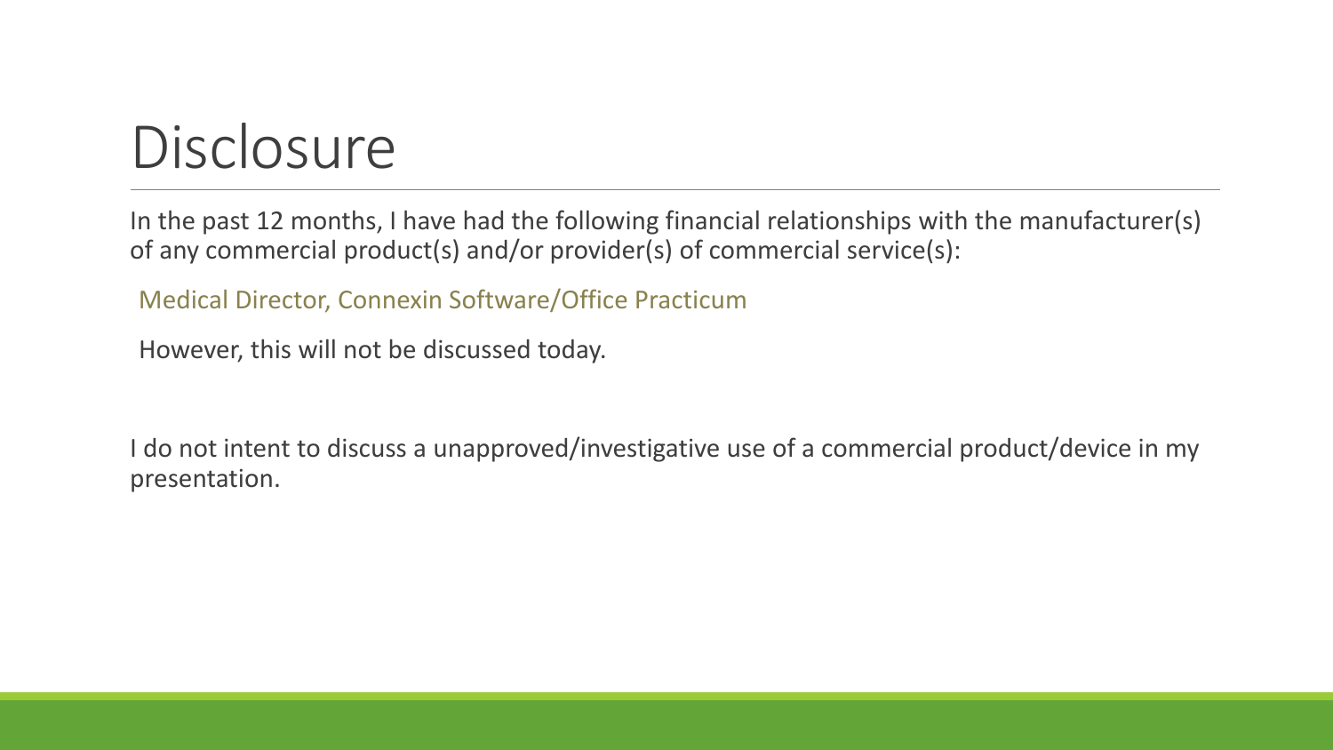# Disclosure

In the past 12 months, I have had the following financial relationships with the manufacturer(s) of any commercial product(s) and/or provider(s) of commercial service(s):

Medical Director, Connexin Software/Office Practicum

However, this will not be discussed today.

I do not intent to discuss a unapproved/investigative use of a commercial product/device in my presentation.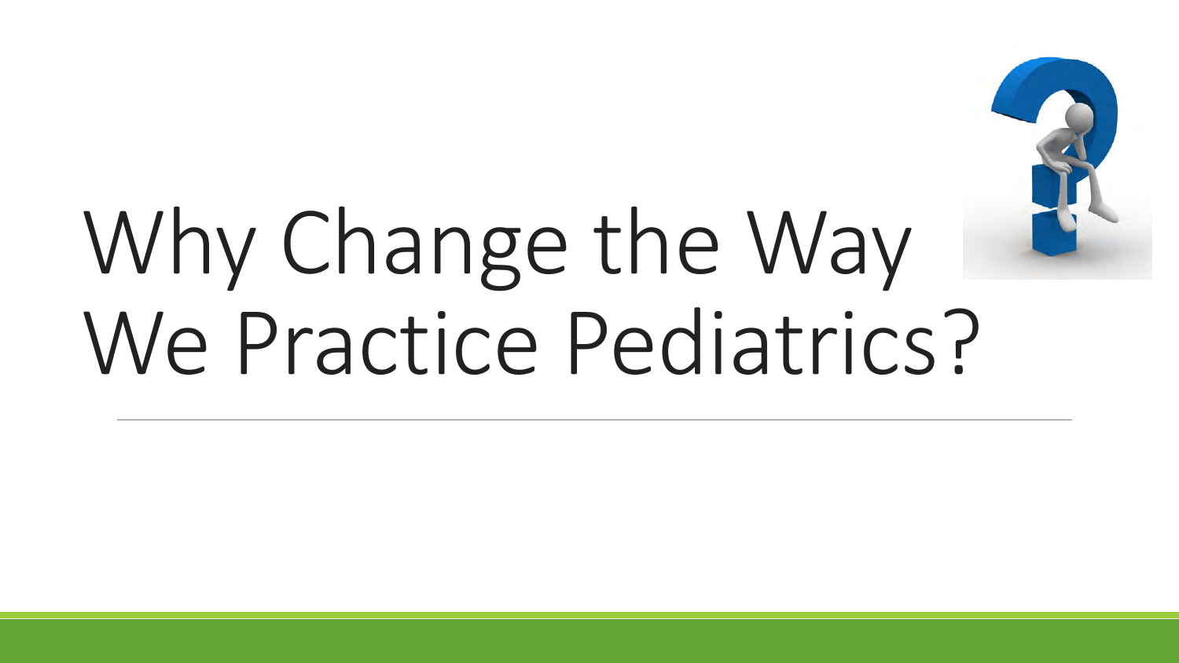# Why Change the Way We Practice Pediatrics?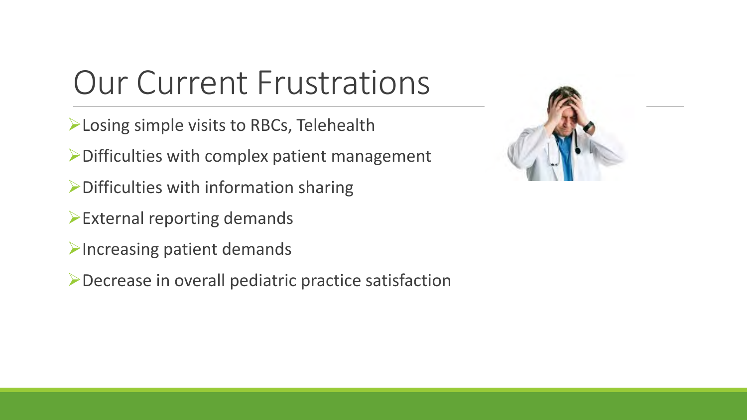# Our Current Frustrations

- Losing simple visits to RBCs, Telehealth
- Difficulties with complex patient management
- Difficulties with information sharing
- External reporting demands
- Increasing patient demands
- Decrease in overall pediatric practice satisfaction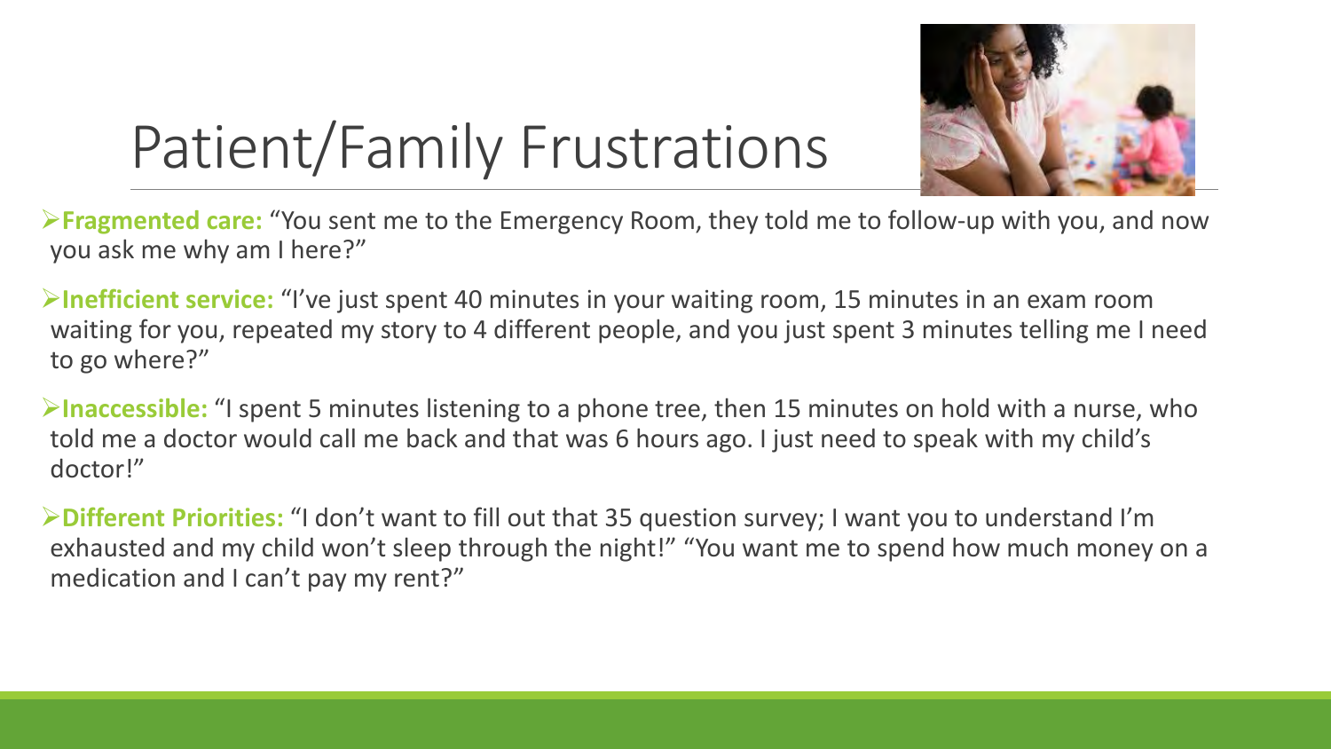# Patient/Family Frustrations

- **Fragmented care:** "You sent me to the Emergency Room, they told me to follow-up with you, and now you ask me why am I here?"
- **Inefficient service:** "I've just spent 40 minutes in your waiting room, 15 minutes in an exam room waiting for you, repeated my story to 4 different people, and you just spent 3 minutes telling me I need to go where?"
- **Inaccessible:** "I spent 5 minutes listening to a phone tree, then 15 minutes on hold with a nurse, who told me a doctor would call me back and that was 6 hours ago. I just need to speak with my child's doctor!"
- **Different Priorities:** "I don't want to fill out that 35 question survey; I want you to understand I'm exhausted and my child won't sleep through the night!" "You want me to spend how much money on a medication and I can't pay my rent?"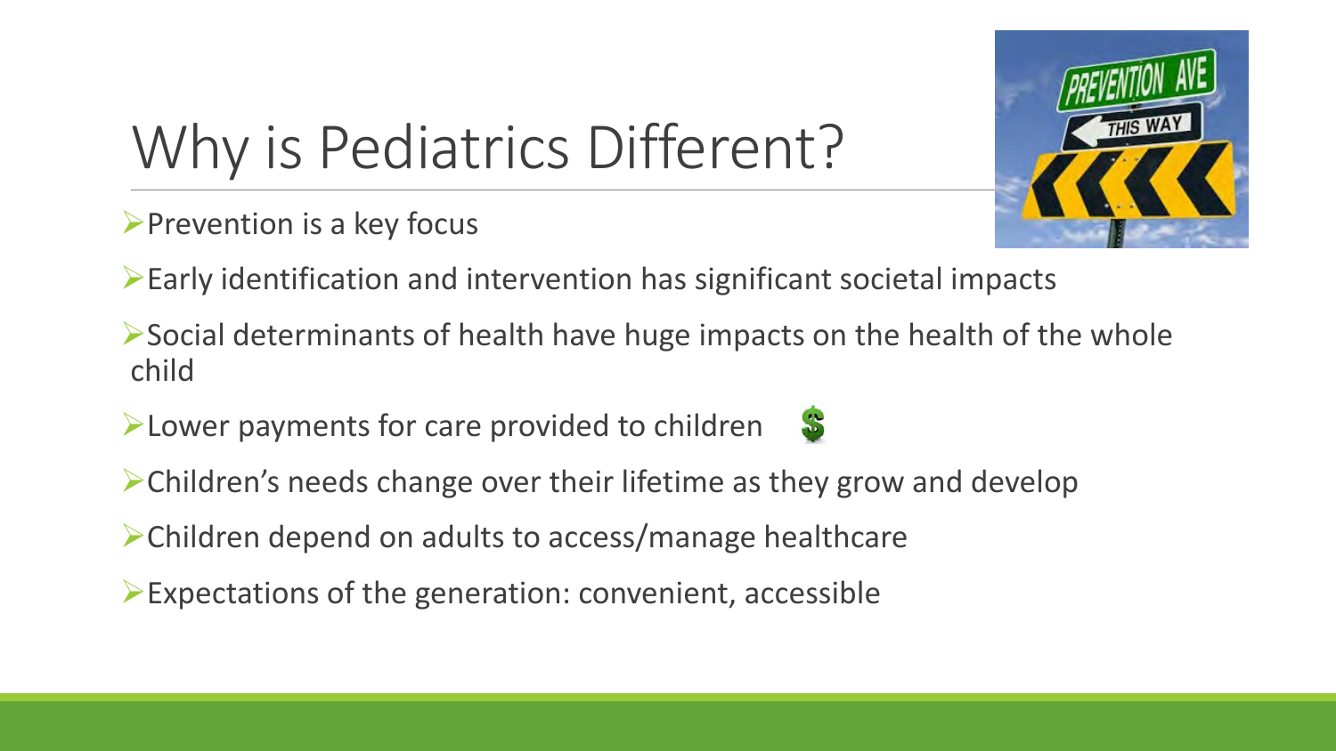# Why is Pediatrics Different?

- Prevention is a key focus
- Early identification and intervention has significant societal impacts
- Social determinants of health have huge impacts on the health of the whole child
- Lower payments for care provided to children
- Children's needs change over their lifetime as they grow and develop
- Children depend on adults to access/manage healthcare
- Expectations of the generation: convenient, accessible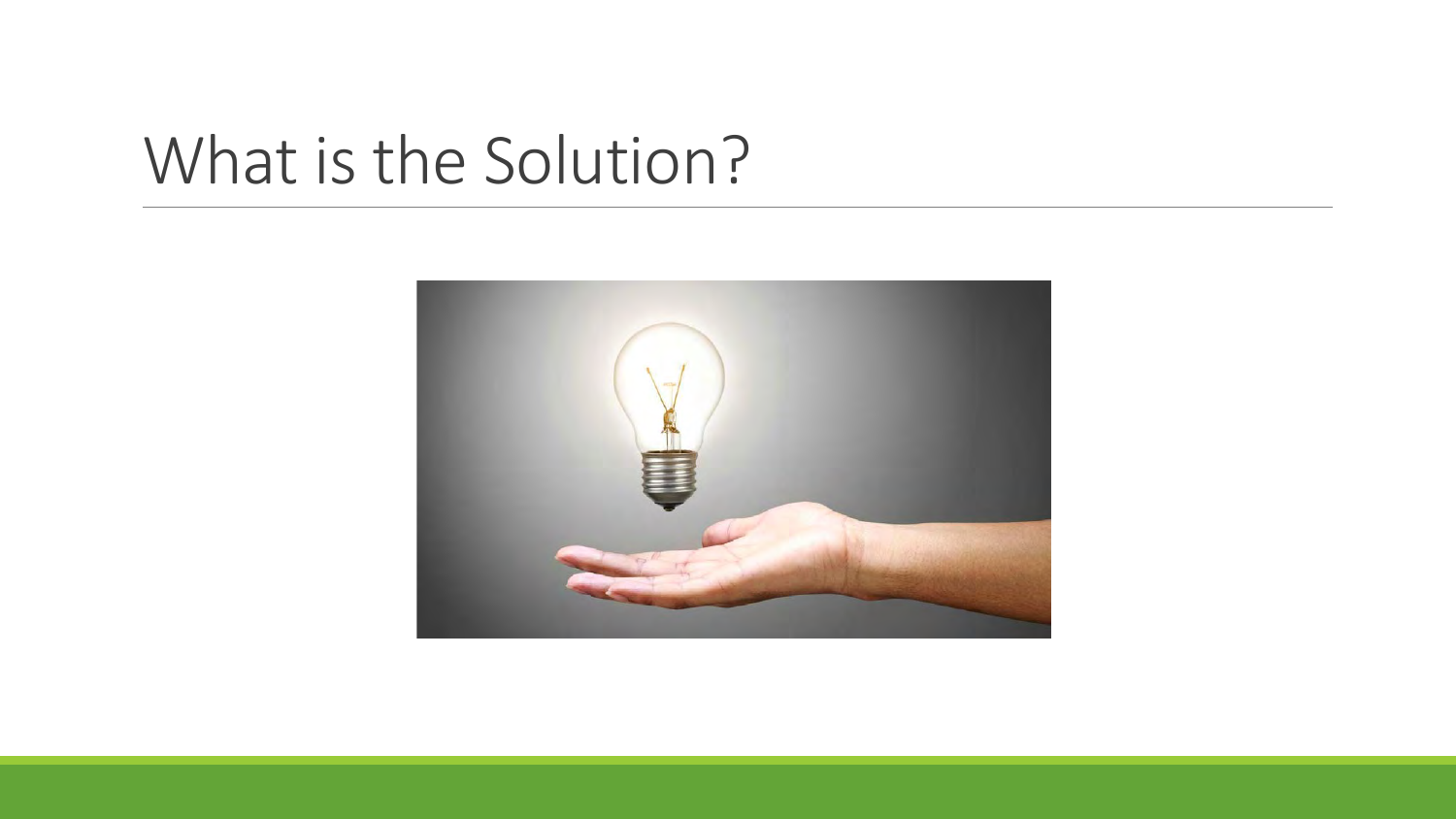# What is the Solution?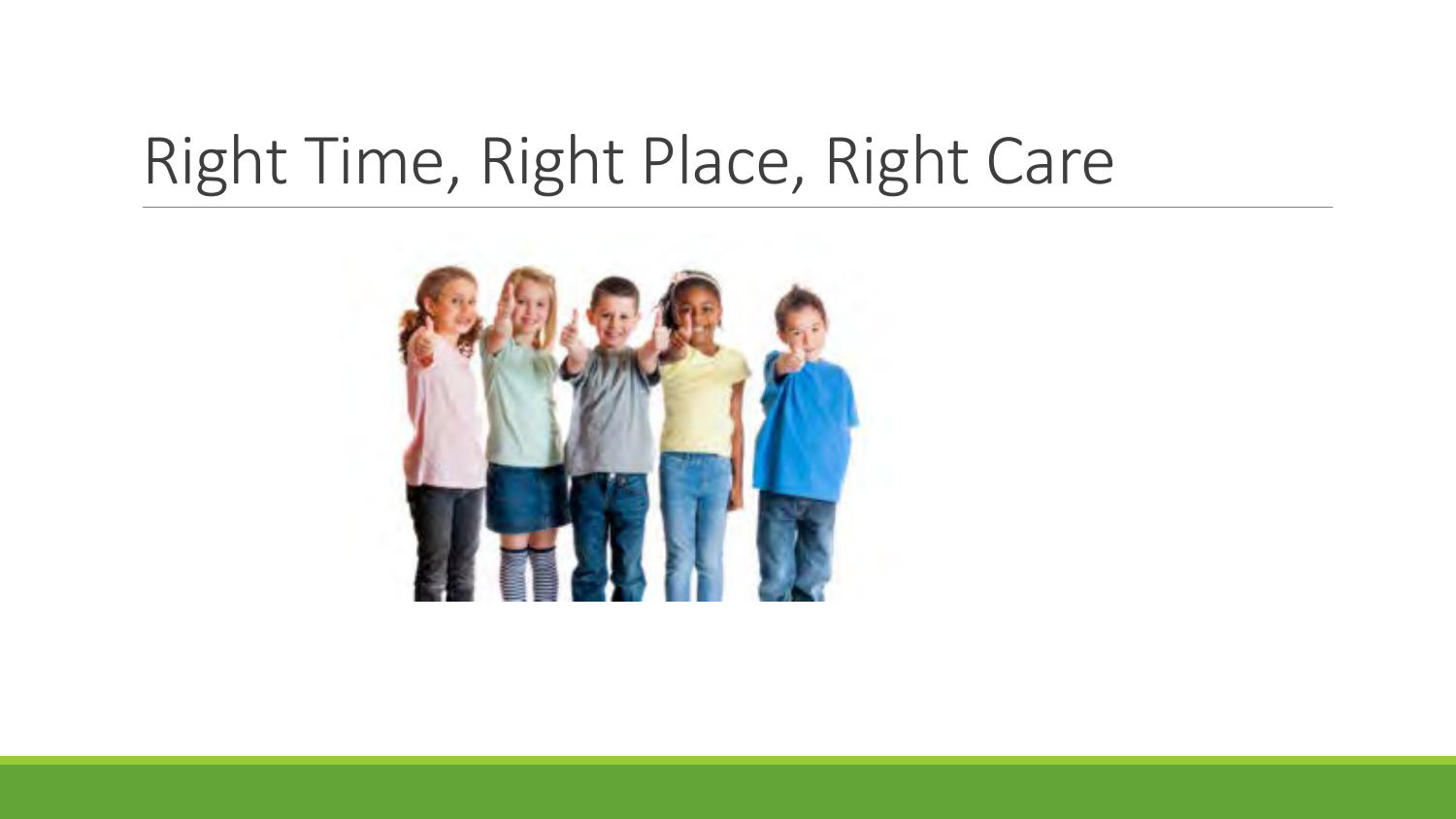# Right Time, Right Place, Right Care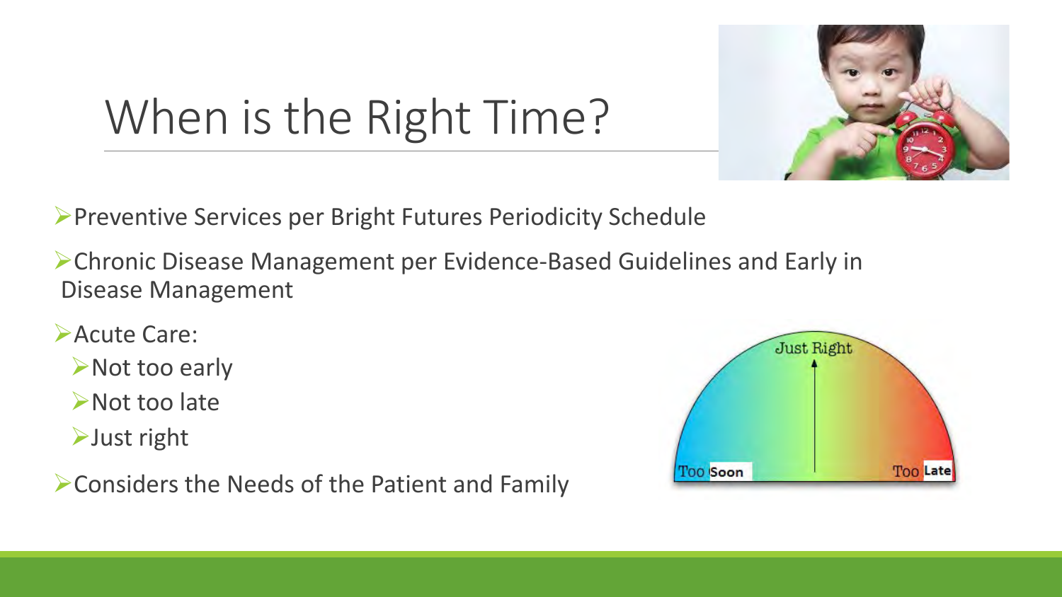# When is the Right Time?

- Preventive Services per Bright Futures Periodicity Schedule
- Chronic Disease Management per Evidence-Based Guidelines and Early in Disease Management
- Acute Care:
  - Not too early
  - Not too late
  - Just right
- Considers the Needs of the Patient and Family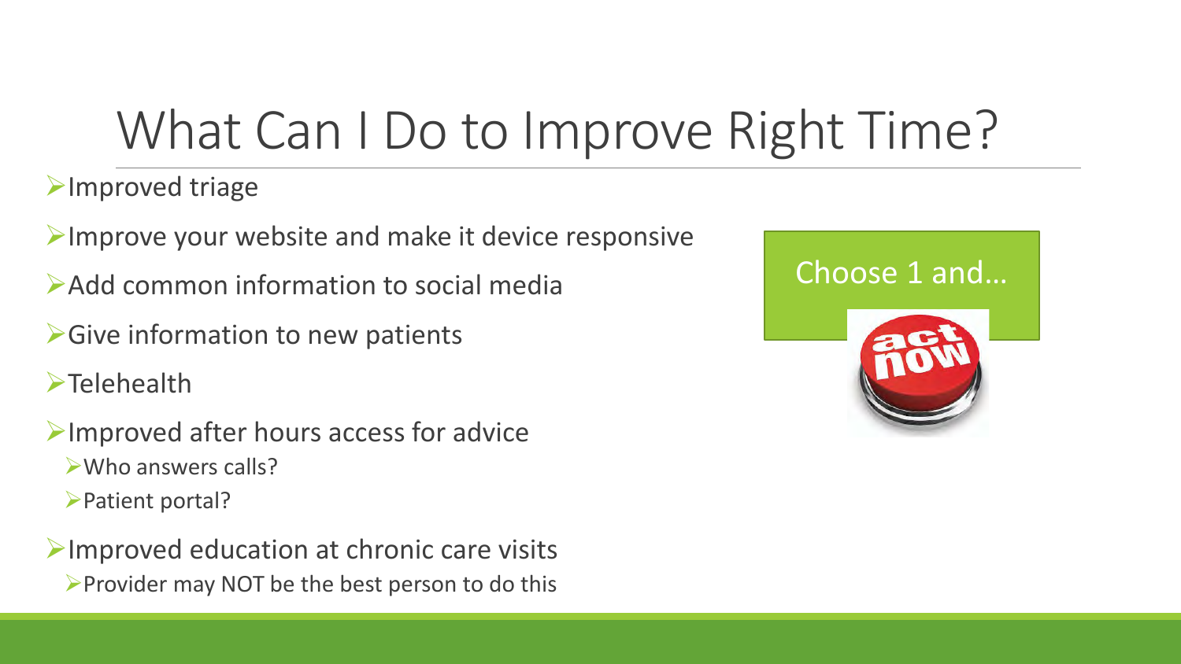# What Can I Do to Improve Right Time?

- Improved triage
- Improve your website and make it device responsive
- Add common information to social media
- Give information to new patients
- Telehealth
- Improved after hours access for advice
  - Who answers calls?
  - Patient portal?
- Improved education at chronic care visits
  - Provider may NOT be the best person to do this

Choose 1 and…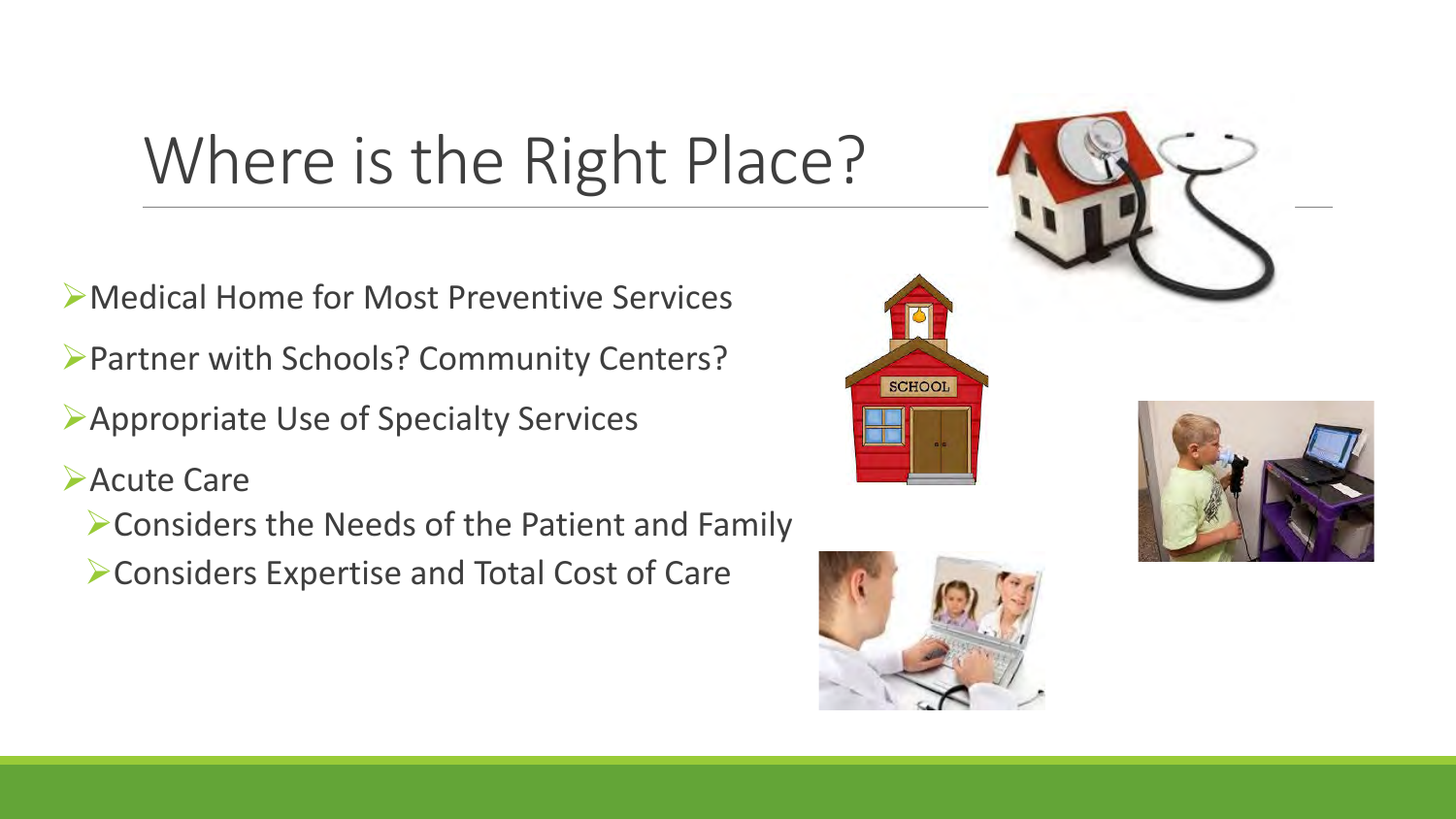# Where is the Right Place?

- Medical Home for Most Preventive Services
- Partner with Schools? Community Centers?
- Appropriate Use of Specialty Services
- Acute Care
  - Considers the Needs of the Patient and Family
  - Considers Expertise and Total Cost of Care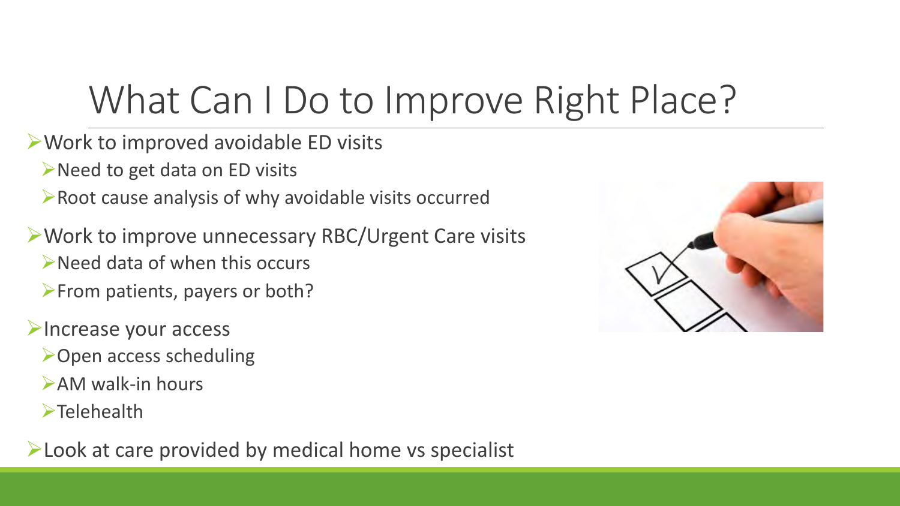# What Can I Do to Improve Right Place?

- Work to improved avoidable ED visits
  - Need to get data on ED visits
  - Root cause analysis of why avoidable visits occurred
- Work to improve unnecessary RBC/Urgent Care visits
  - Need data of when this occurs
  - From patients, payers or both?
- Increase your access
  - Open access scheduling
  - AM walk-in hours
  - Telehealth
- Look at care provided by medical home vs specialist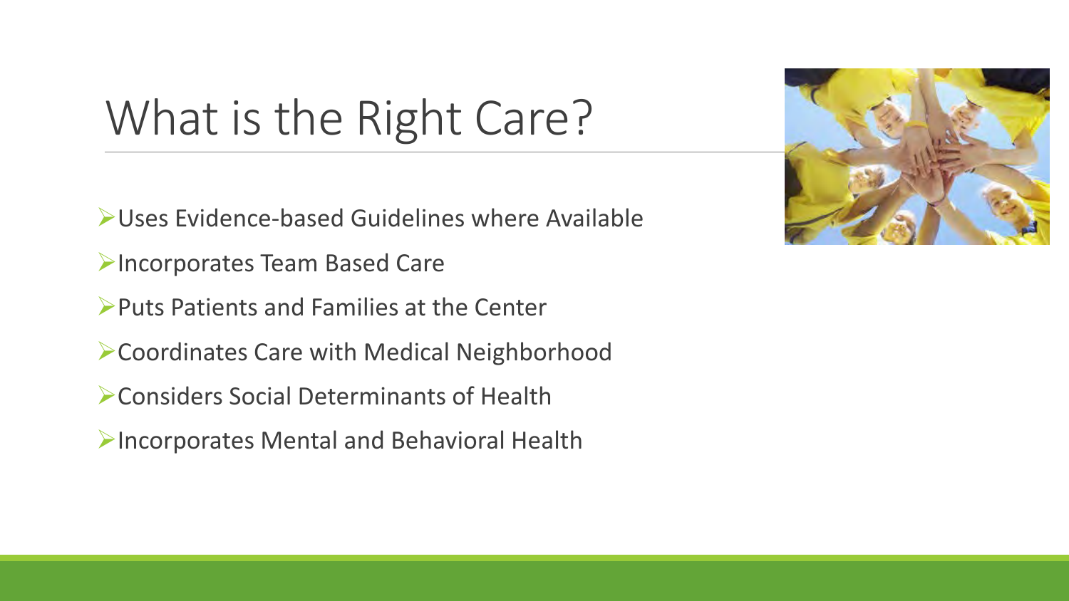# What is the Right Care?

- Uses Evidence-based Guidelines where Available
- Incorporates Team Based Care
- Puts Patients and Families at the Center
- Coordinates Care with Medical Neighborhood
- Considers Social Determinants of Health
- Incorporates Mental and Behavioral Health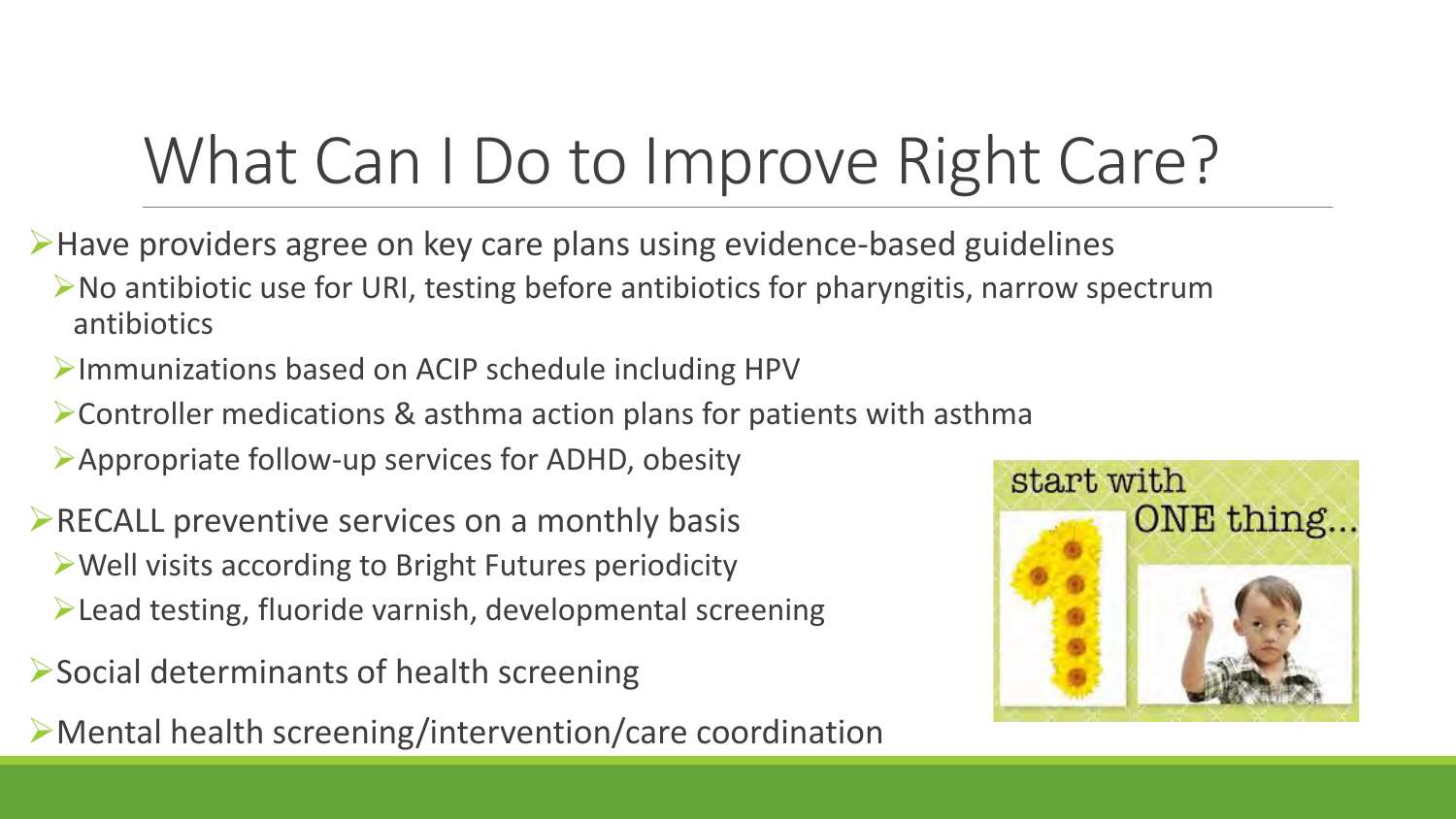# What Can I Do to Improve Right Care?

- Have providers agree on key care plans using evidence-based guidelines
  - No antibiotic use for URI, testing before antibiotics for pharyngitis, narrow spectrum antibiotics
  - Immunizations based on ACIP schedule including HPV
  - Controller medications & asthma action plans for patients with asthma
  - Appropriate follow-up services for ADHD, obesity
- RECALL preventive services on a monthly basis
  - Well visits according to Bright Futures periodicity
  - Lead testing, fluoride varnish, developmental screening
- Social determinants of health screening
- Mental health screening/intervention/care coordination

start with ONE thing...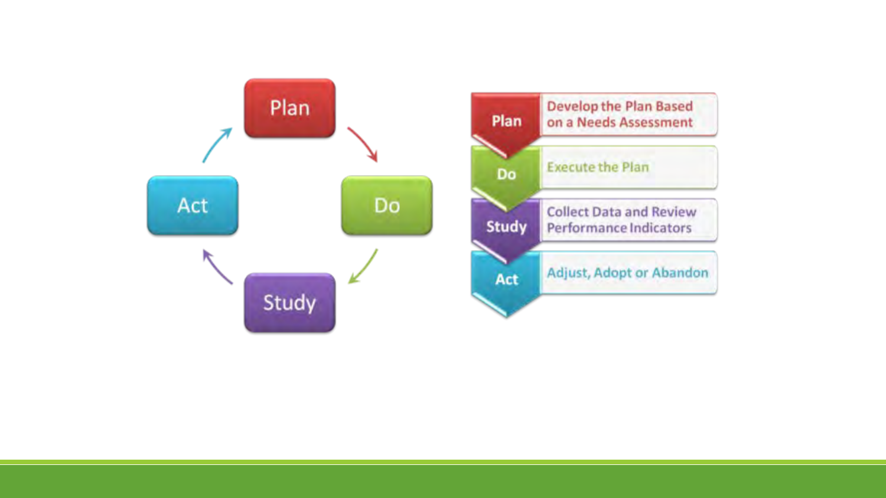Plan → Do → Study → Act

| | |
|---|---|
| **Plan** | Develop the Plan Based on a Needs Assessment |
| **Do** | Execute the Plan |
| **Study** | Collect Data and Review Performance Indicators |
| **Act** | Adjust, Adopt or Abandon |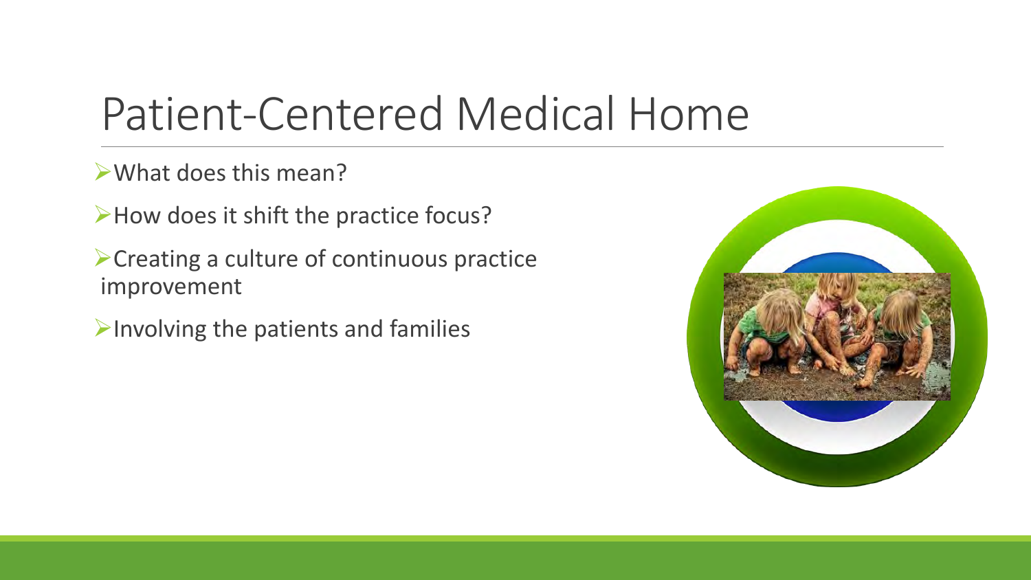# Patient-Centered Medical Home

- What does this mean?
- How does it shift the practice focus?
- Creating a culture of continuous practice improvement
- Involving the patients and families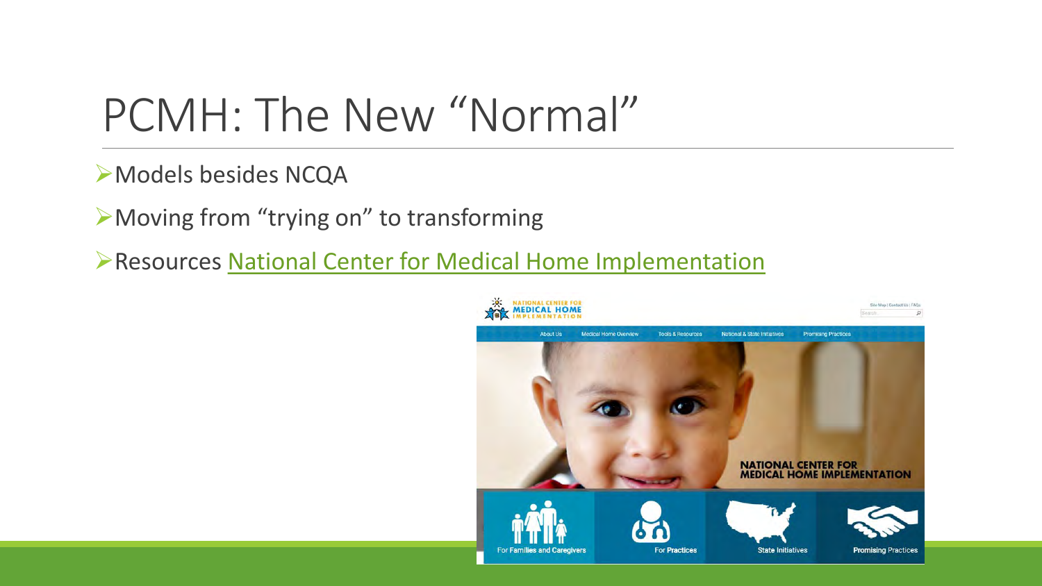# PCMH: The New "Normal"

- Models besides NCQA
- Moving from "trying on" to transforming
- Resources National Center for Medical Home Implementation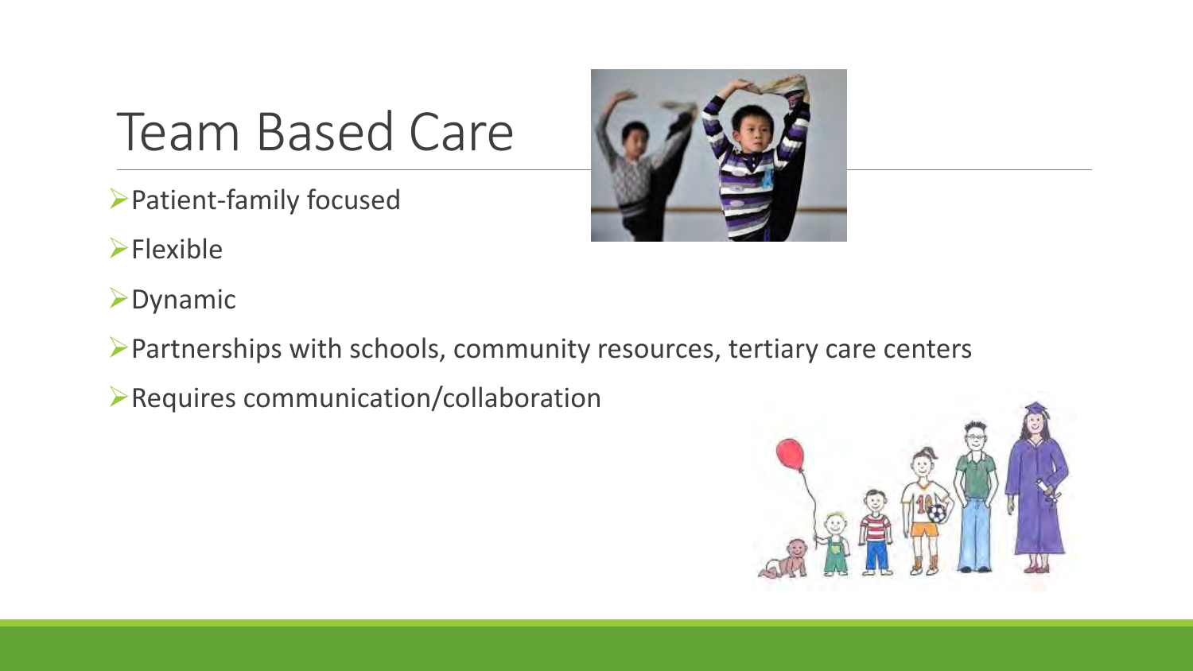# Team Based Care

- Patient-family focused
- Flexible
- Dynamic
- Partnerships with schools, community resources, tertiary care centers
- Requires communication/collaboration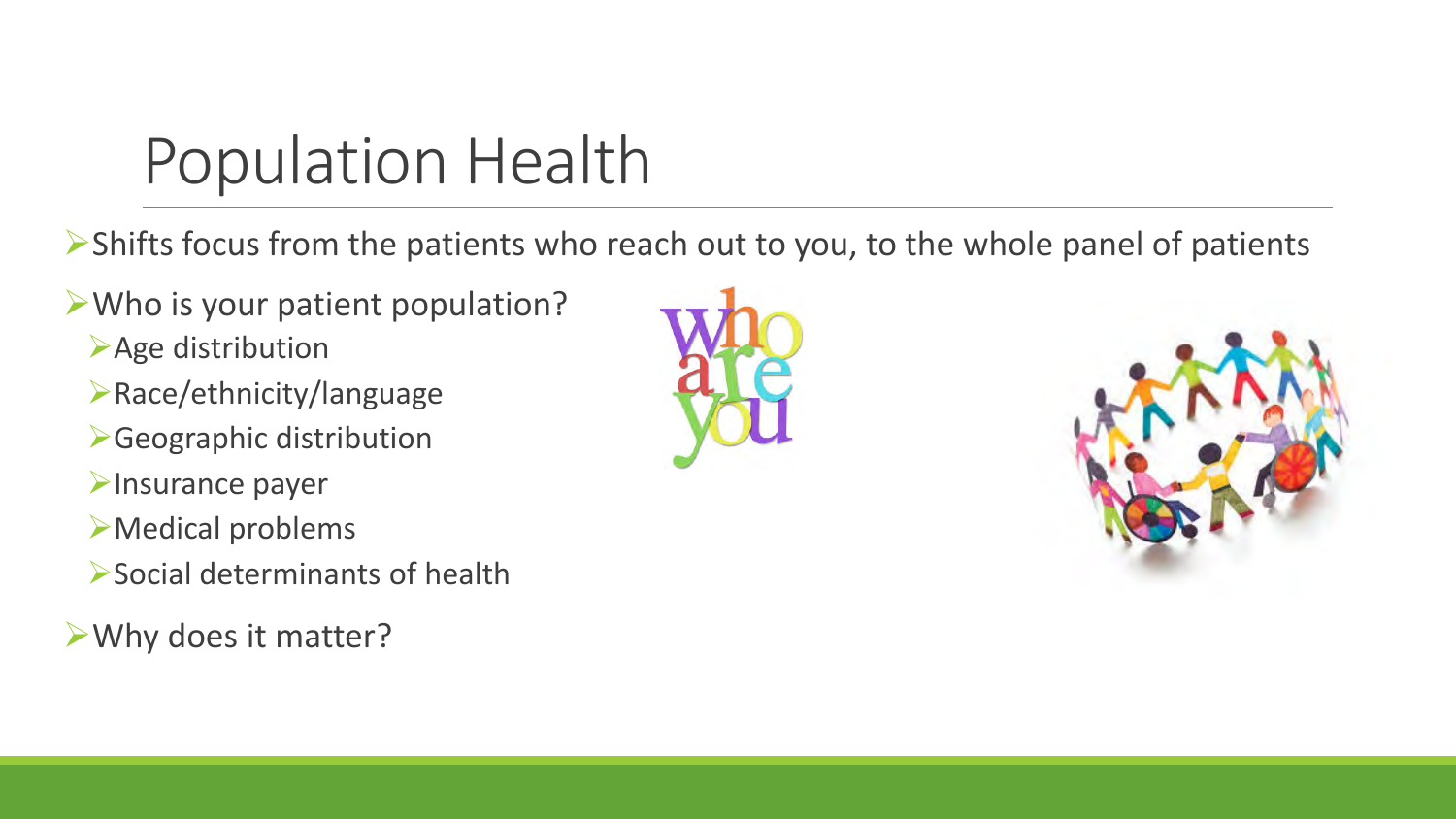# Population Health

- Shifts focus from the patients who reach out to you, to the whole panel of patients
- Who is your patient population?
  - Age distribution
  - Race/ethnicity/language
  - Geographic distribution
  - Insurance payer
  - Medical problems
  - Social determinants of health
- Why does it matter?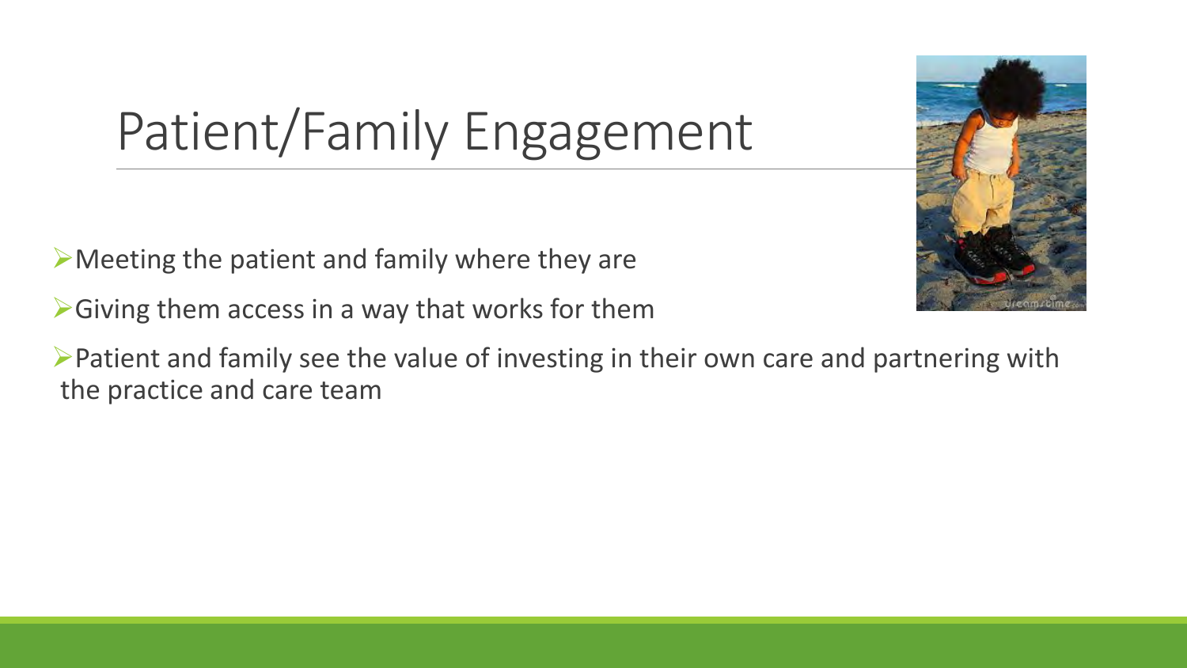# Patient/Family Engagement

- Meeting the patient and family where they are
- Giving them access in a way that works for them
- Patient and family see the value of investing in their own care and partnering with the practice and care team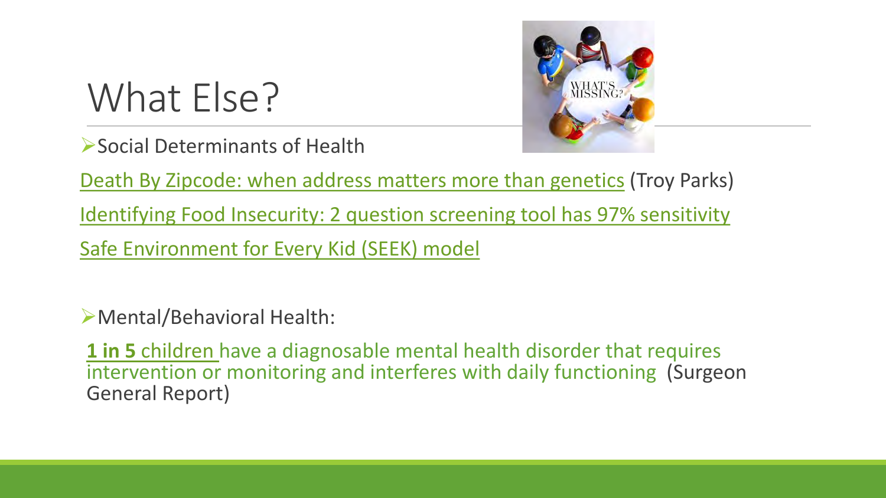# What Else?

- Social Determinants of Health

Death By Zipcode: when address matters more than genetics (Troy Parks)

Identifying Food Insecurity: 2 question screening tool has 97% sensitivity

Safe Environment for Every Kid (SEEK) model

- Mental/Behavioral Health:

**1 in 5** children have a diagnosable mental health disorder that requires intervention or monitoring and interferes with daily functioning (Surgeon General Report)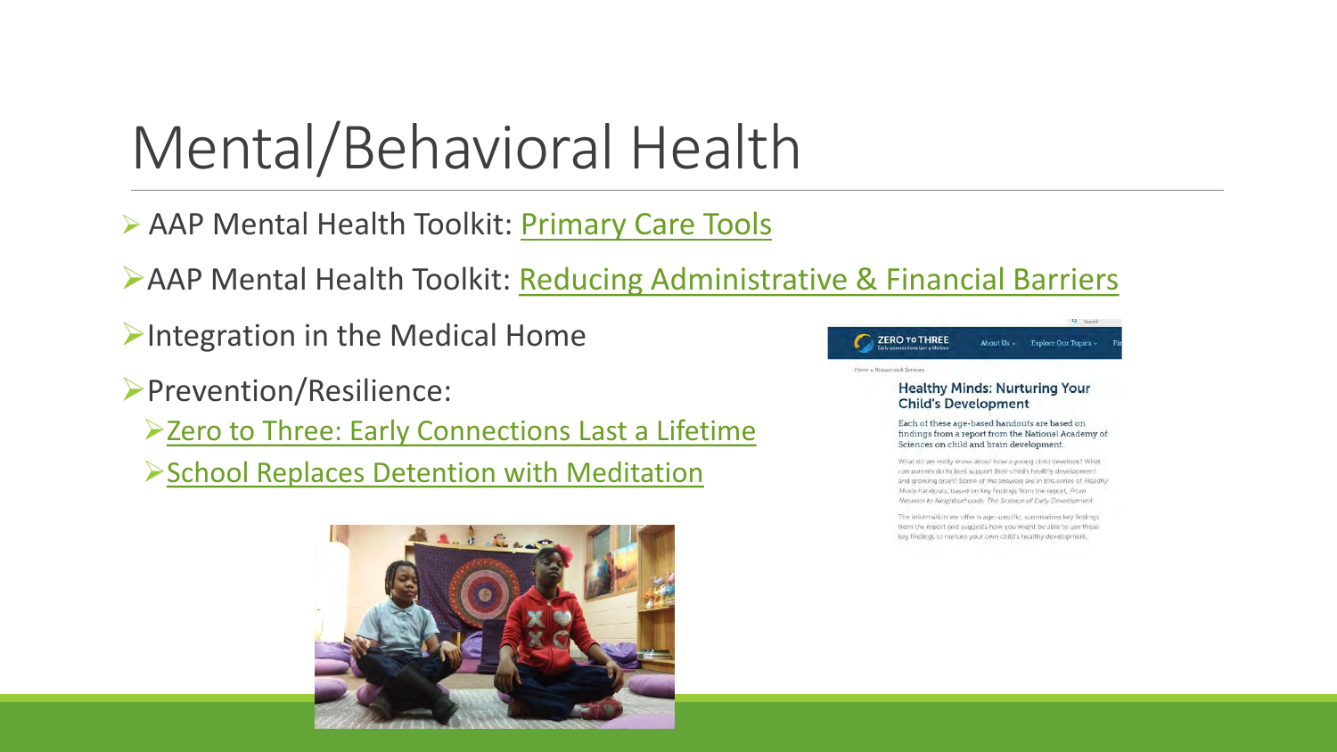# Mental/Behavioral Health

- AAP Mental Health Toolkit: Primary Care Tools
- AAP Mental Health Toolkit: Reducing Administrative & Financial Barriers
- Integration in the Medical Home
- Prevention/Resilience:
  - Zero to Three: Early Connections Last a Lifetime
  - School Replaces Detention with Meditation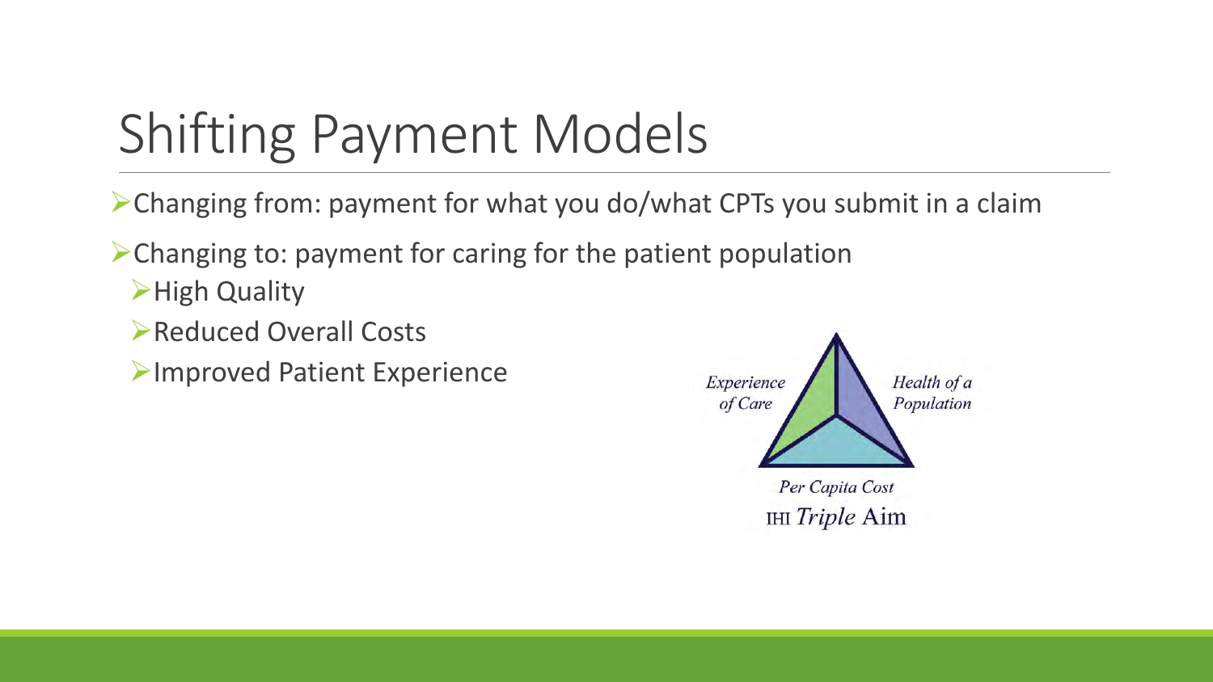# Shifting Payment Models

- Changing from: payment for what you do/what CPTs you submit in a claim
- Changing to: payment for caring for the patient population
  - High Quality
  - Reduced Overall Costs
  - Improved Patient Experience

*Experience of Care*

*Health of a Population*

*Per Capita Cost*

IHI *Triple* Aim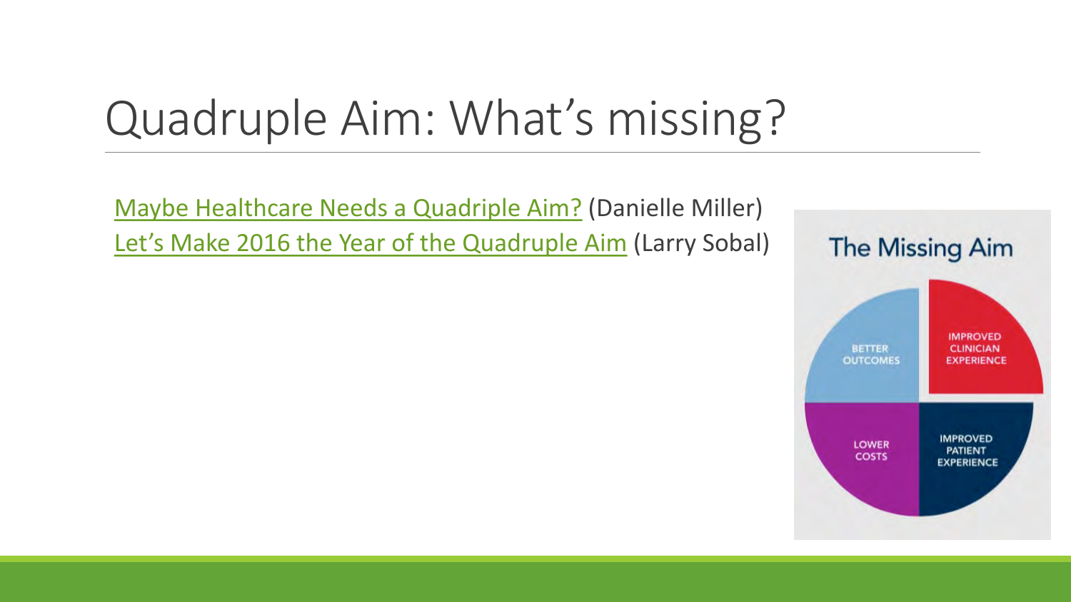# Quadruple Aim: What's missing?

Maybe Healthcare Needs a Quadriple Aim? (Danielle Miller)
Let's Make 2016 the Year of the Quadruple Aim (Larry Sobal)

The Missing Aim

BETTER OUTCOMES

IMPROVED CLINICIAN EXPERIENCE

LOWER COSTS

IMPROVED PATIENT EXPERIENCE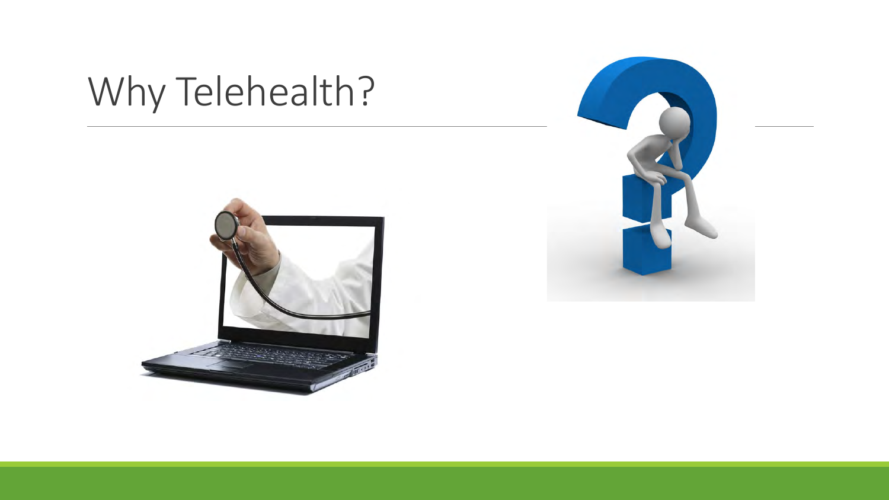# Why Telehealth?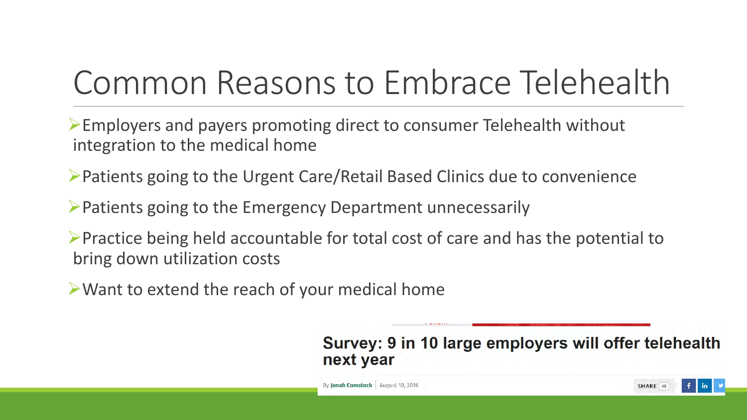# Common Reasons to Embrace Telehealth

- Employers and payers promoting direct to consumer Telehealth without integration to the medical home
- Patients going to the Urgent Care/Retail Based Clinics due to convenience
- Patients going to the Emergency Department unnecessarily
- Practice being held accountable for total cost of care and has the potential to bring down utilization costs
- Want to extend the reach of your medical home

**Survey: 9 in 10 large employers will offer telehealth next year**

By Jonah Comstock | August 10, 2016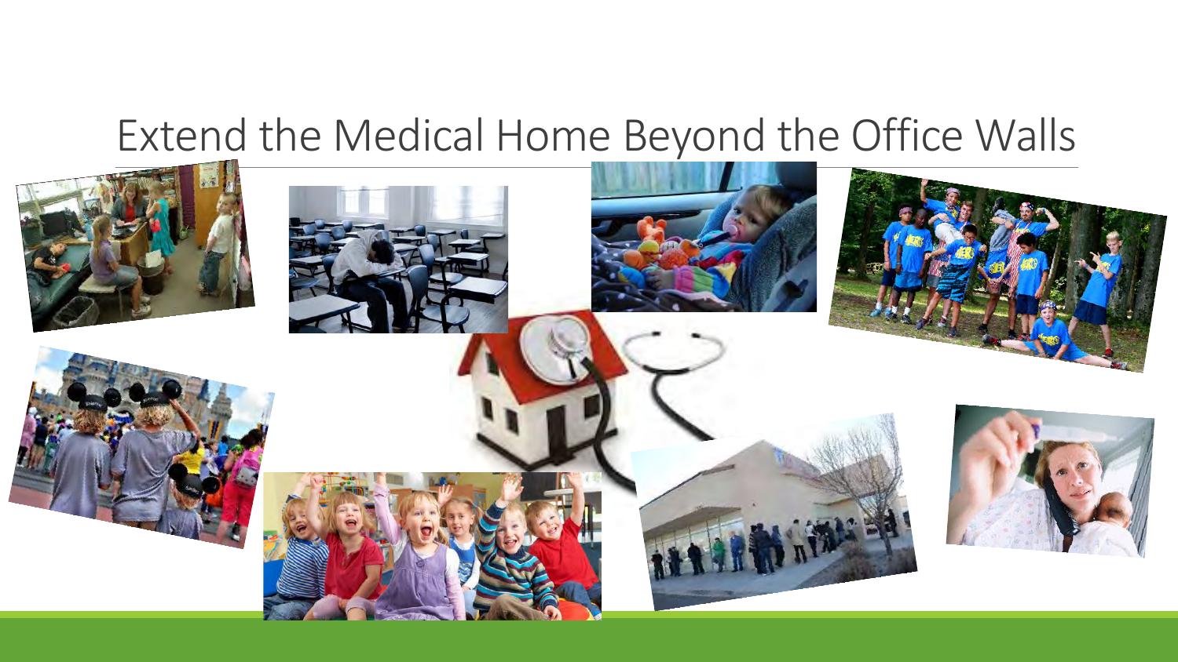# Extend the Medical Home Beyond the Office Walls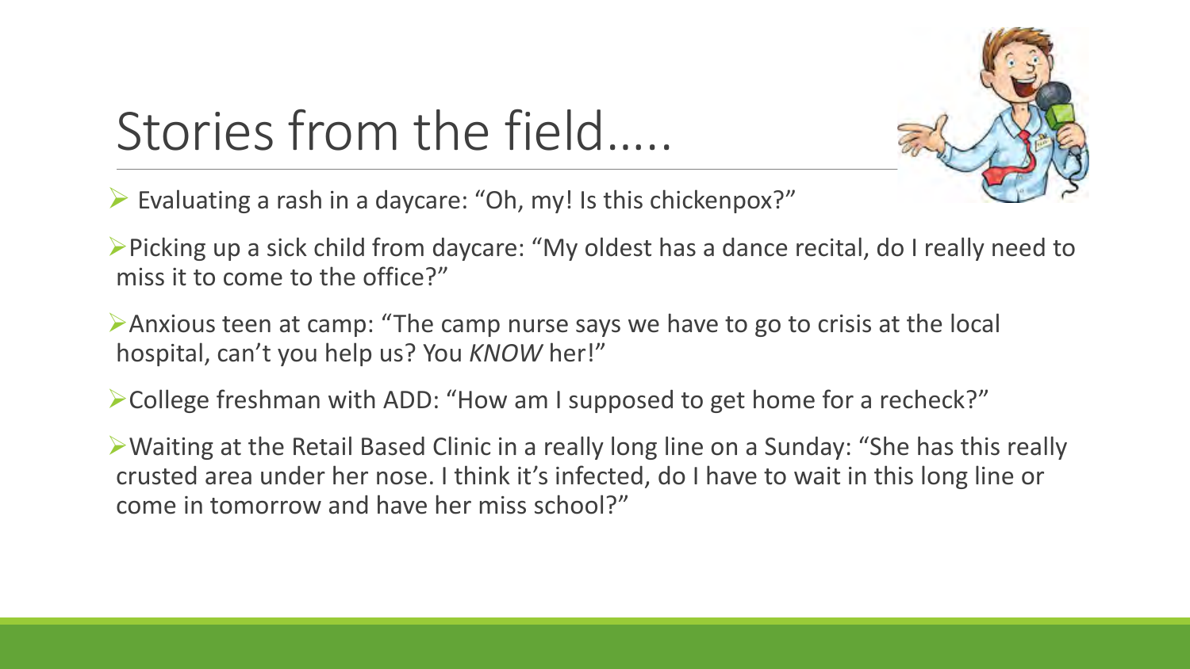# Stories from the field…..

- Evaluating a rash in a daycare: "Oh, my! Is this chickenpox?"
- Picking up a sick child from daycare: "My oldest has a dance recital, do I really need to miss it to come to the office?"
- Anxious teen at camp: "The camp nurse says we have to go to crisis at the local hospital, can't you help us? You *KNOW* her!"
- College freshman with ADD: "How am I supposed to get home for a recheck?"
- Waiting at the Retail Based Clinic in a really long line on a Sunday: "She has this really crusted area under her nose. I think it's infected, do I have to wait in this long line or come in tomorrow and have her miss school?"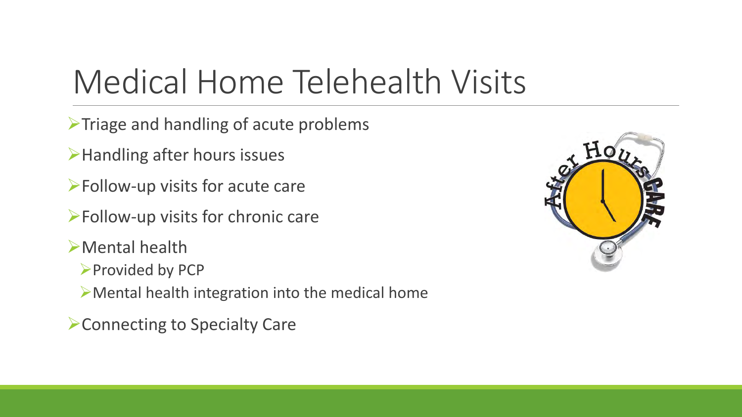# Medical Home Telehealth Visits

- Triage and handling of acute problems
- Handling after hours issues
- Follow-up visits for acute care
- Follow-up visits for chronic care
- Mental health
  - Provided by PCP
  - Mental health integration into the medical home
- Connecting to Specialty Care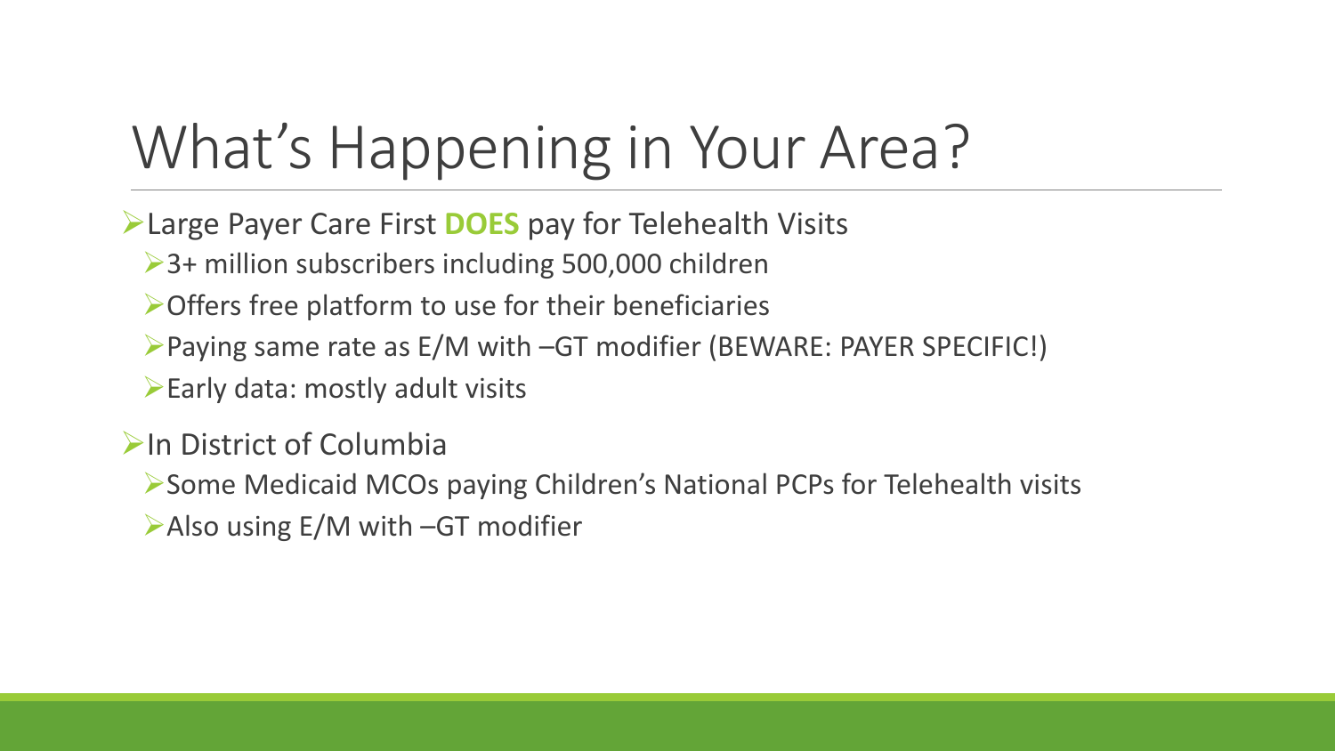# What's Happening in Your Area?

- Large Payer Care First **DOES** pay for Telehealth Visits
  - 3+ million subscribers including 500,000 children
  - Offers free platform to use for their beneficiaries
  - Paying same rate as E/M with –GT modifier (BEWARE: PAYER SPECIFIC!)
  - Early data: mostly adult visits
- In District of Columbia
  - Some Medicaid MCOs paying Children's National PCPs for Telehealth visits
  - Also using E/M with –GT modifier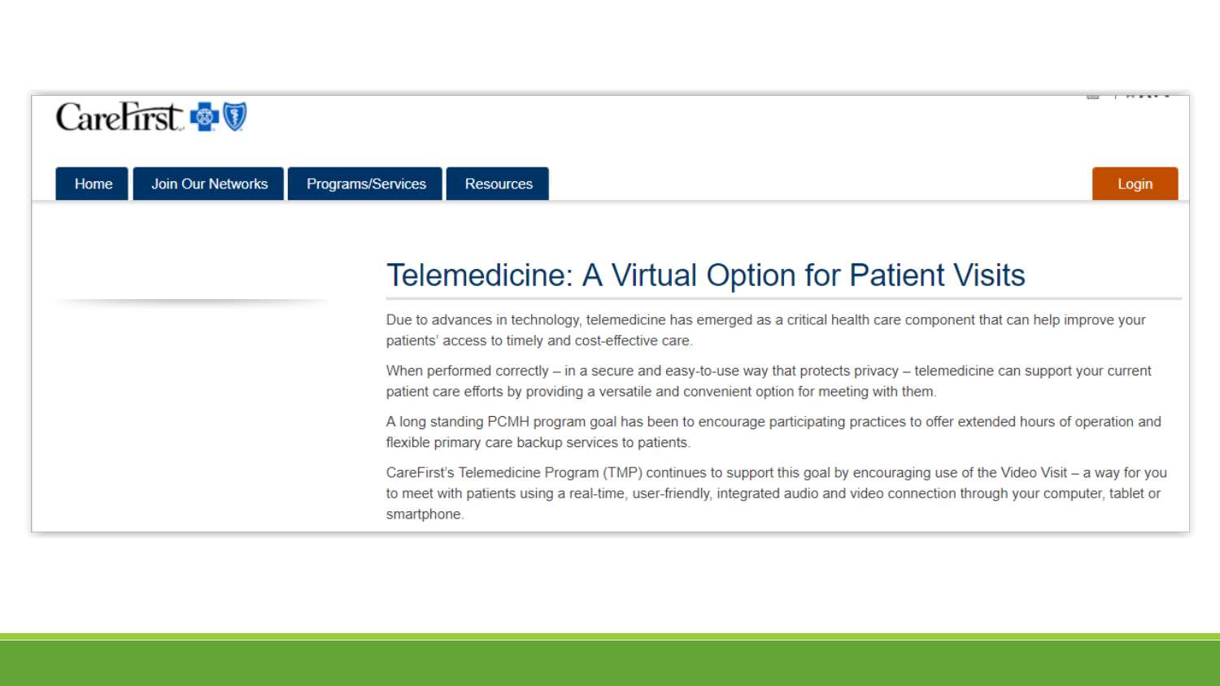CareFirst

Home | Join Our Networks | Programs/Services | Resources | Login

# Telemedicine: A Virtual Option for Patient Visits

Due to advances in technology, telemedicine has emerged as a critical health care component that can help improve your patients' access to timely and cost-effective care.

When performed correctly – in a secure and easy-to-use way that protects privacy – telemedicine can support your current patient care efforts by providing a versatile and convenient option for meeting with them.

A long standing PCMH program goal has been to encourage participating practices to offer extended hours of operation and flexible primary care backup services to patients.

CareFirst's Telemedicine Program (TMP) continues to support this goal by encouraging use of the Video Visit – a way for you to meet with patients using a real-time, user-friendly, integrated audio and video connection through your computer, tablet or smartphone.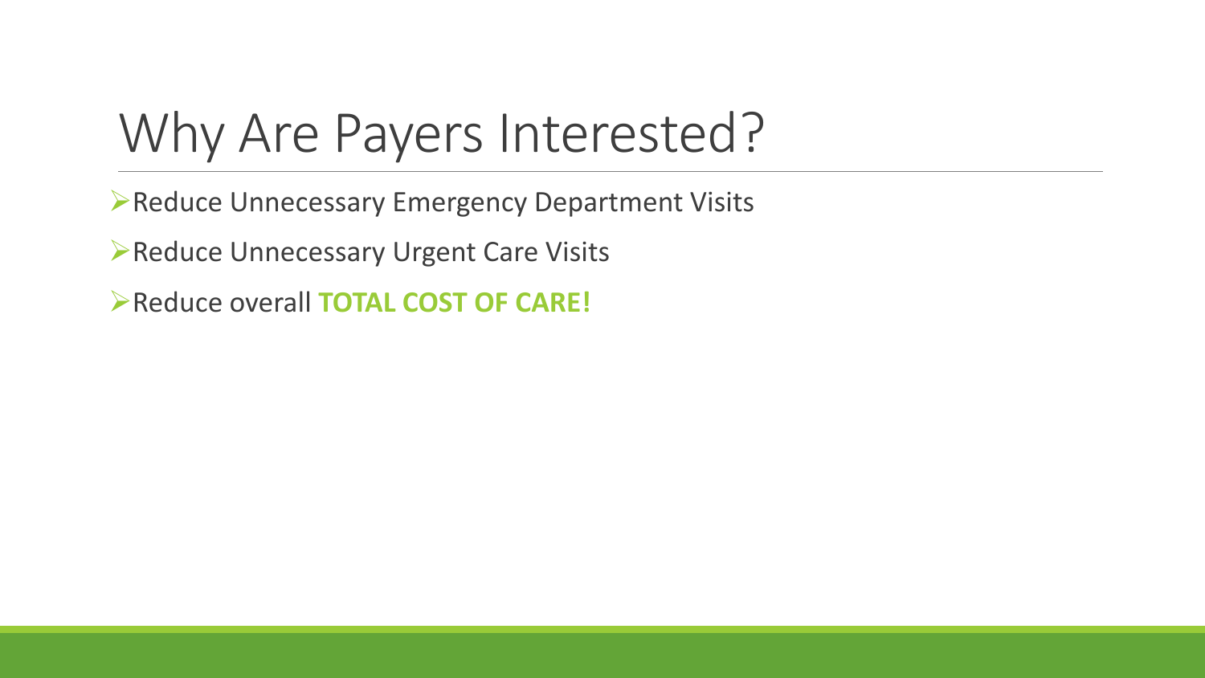# Why Are Payers Interested?

- Reduce Unnecessary Emergency Department Visits
- Reduce Unnecessary Urgent Care Visits
- Reduce overall **TOTAL COST OF CARE!**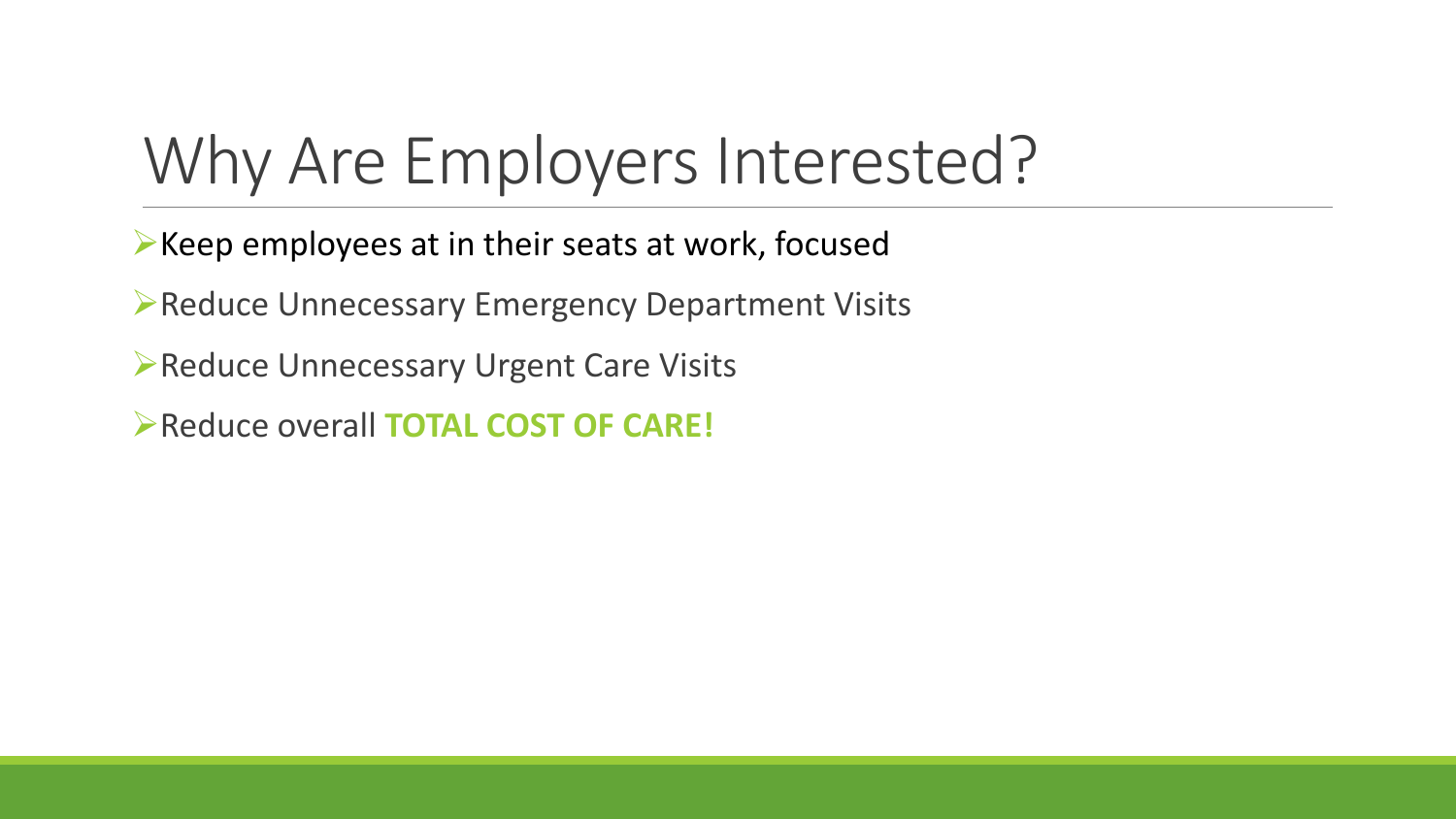# Why Are Employers Interested?

- Keep employees at in their seats at work, focused
- Reduce Unnecessary Emergency Department Visits
- Reduce Unnecessary Urgent Care Visits
- Reduce overall **TOTAL COST OF CARE!**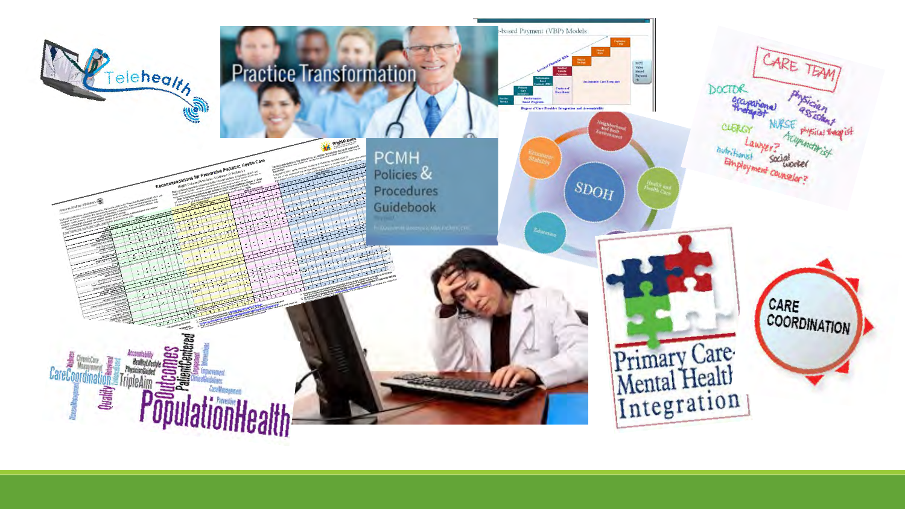Telehealth

Practice Transformation

PCMH & Policies & Procedures Guidebook

Value-based Payment (VBP) Models

CARE TEAM

DOCTOR

Occupational therapist

Physician assistant

CLERGY

NURSE

Physical therapist

Lawyer?

Acupuncturist

Nutritionist

Social worker

Employment counselor?

Recommendations for Preventive Pediatric Health Care

SDOH

Economic Stability

Neighborhood and Built Environment

Health and Health Care

Education

Primary Care-Mental Health Integration

CARE COORDINATION

PopulationHealth

Outcomes

PatientCentered

CareCoordination

TripleAim

Quality

Accountability

HealthyLifestyle

PhysicianGuided

ClinicalGuidelines

CareManagement

Preventive

Improvement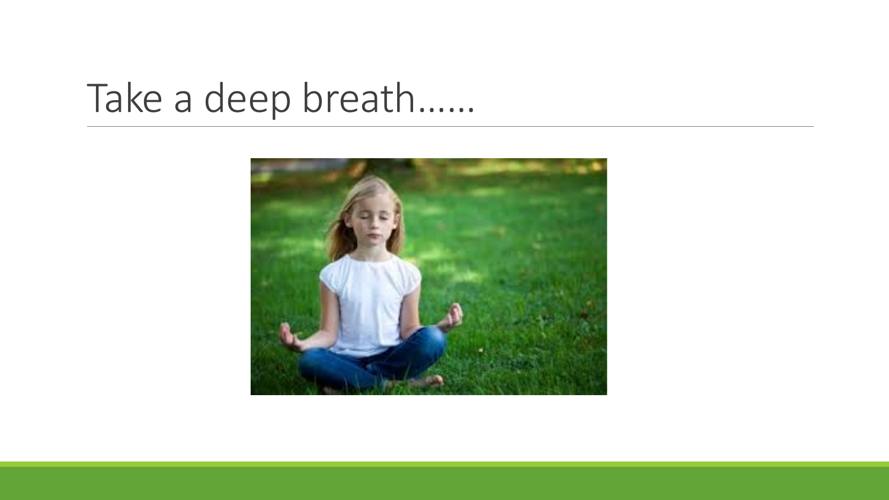# Take a deep breath……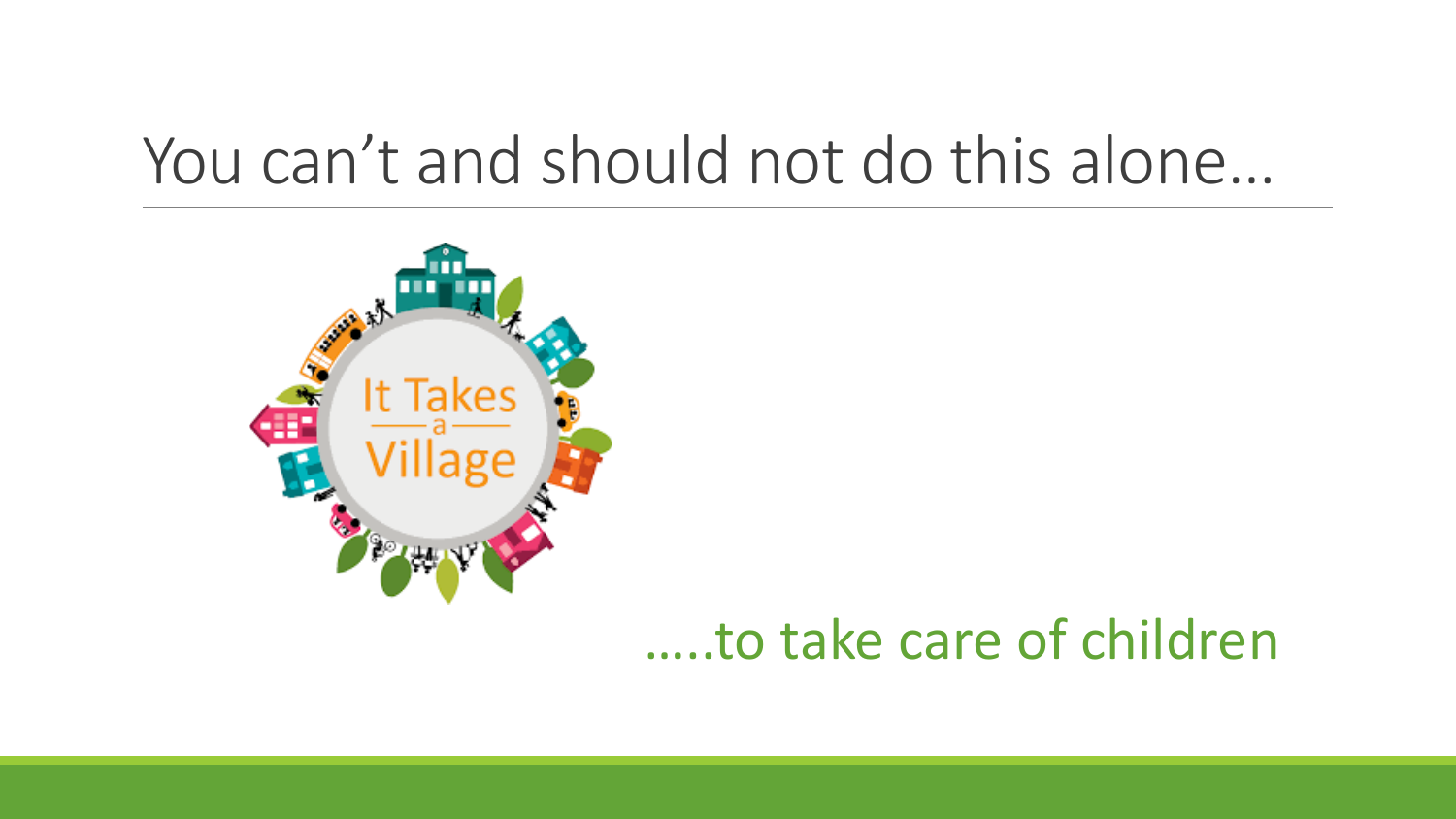# You can't and should not do this alone…

…..to take care of children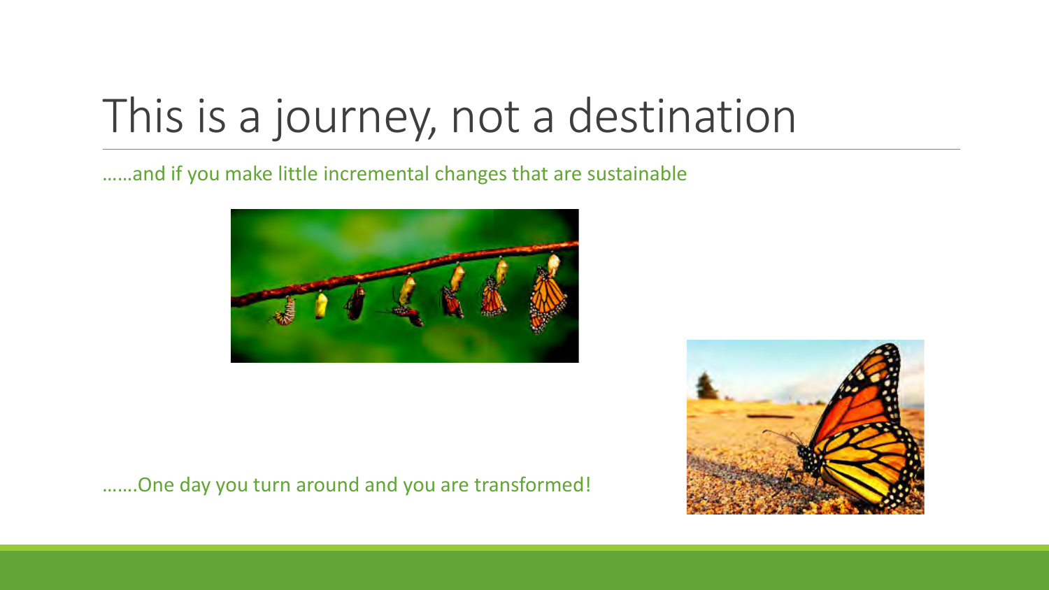# This is a journey, not a destination

……and if you make little incremental changes that are sustainable

…….One day you turn around and you are transformed!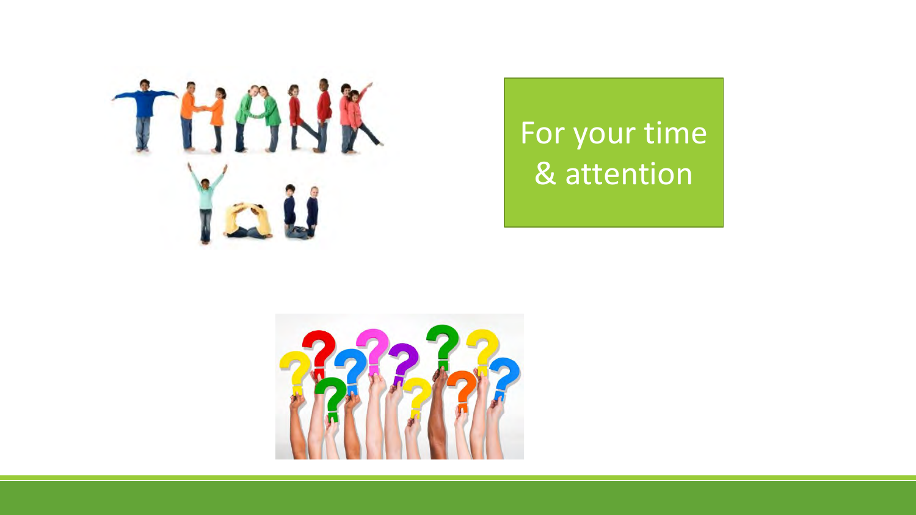For your time & attention